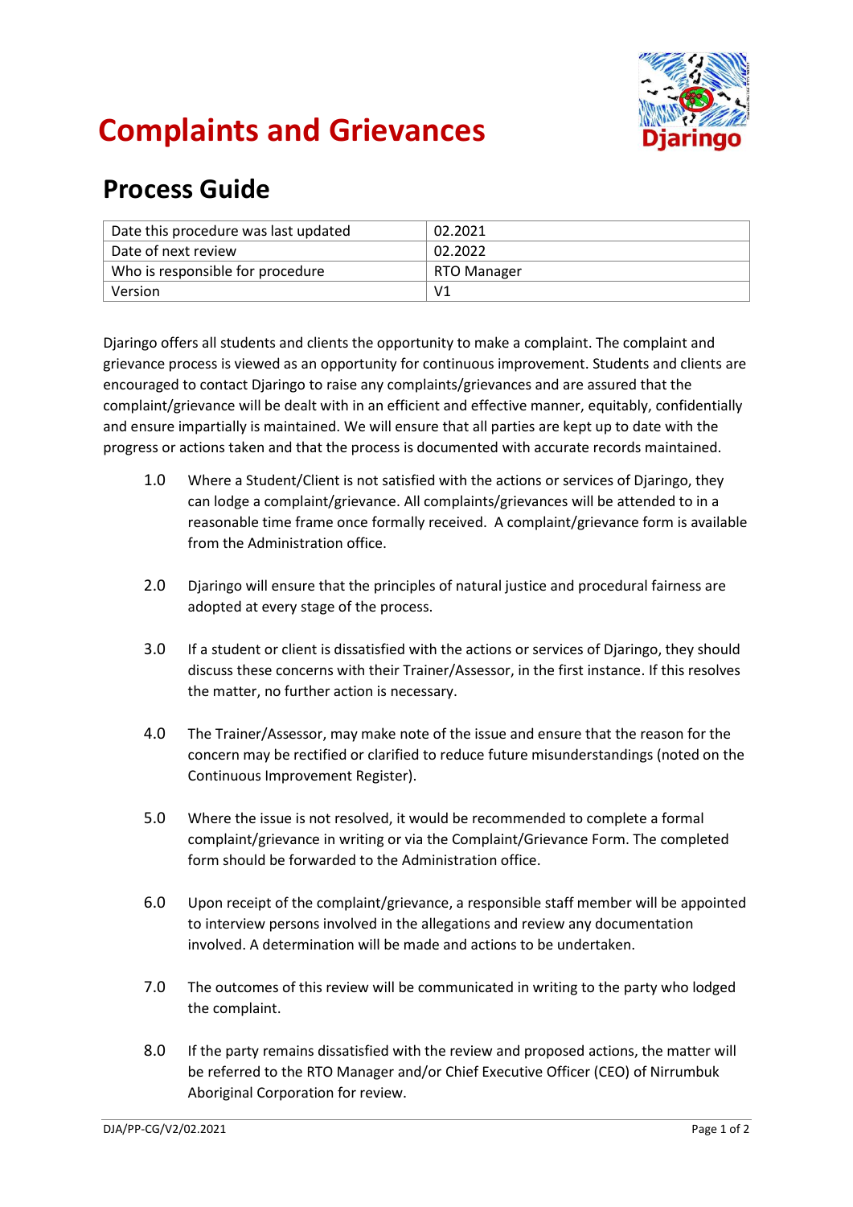# Complaints and Grievances

## Process Guide

| Date this procedure was last updated | 02.2021 |
|---|---|
| Date of next review | 02.2022 |
| Who is responsible for procedure | RTO Manager |
| Version | V1 |

Djaringo offers all students and clients the opportunity to make a complaint. The complaint and grievance process is viewed as an opportunity for continuous improvement. Students and clients are encouraged to contact Djaringo to raise any complaints/grievances and are assured that the complaint/grievance will be dealt with in an efficient and effective manner, equitably, confidentially and ensure impartially is maintained. We will ensure that all parties are kept up to date with the progress or actions taken and that the process is documented with accurate records maintained.

1.0 Where a Student/Client is not satisfied with the actions or services of Djaringo, they can lodge a complaint/grievance. All complaints/grievances will be attended to in a reasonable time frame once formally received. A complaint/grievance form is available from the Administration office.

2.0 Djaringo will ensure that the principles of natural justice and procedural fairness are adopted at every stage of the process.

3.0 If a student or client is dissatisfied with the actions or services of Djaringo, they should discuss these concerns with their Trainer/Assessor, in the first instance. If this resolves the matter, no further action is necessary.

4.0 The Trainer/Assessor, may make note of the issue and ensure that the reason for the concern may be rectified or clarified to reduce future misunderstandings (noted on the Continuous Improvement Register).

5.0 Where the issue is not resolved, it would be recommended to complete a formal complaint/grievance in writing or via the Complaint/Grievance Form. The completed form should be forwarded to the Administration office.

6.0 Upon receipt of the complaint/grievance, a responsible staff member will be appointed to interview persons involved in the allegations and review any documentation involved. A determination will be made and actions to be undertaken.

7.0 The outcomes of this review will be communicated in writing to the party who lodged the complaint.

8.0 If the party remains dissatisfied with the review and proposed actions, the matter will be referred to the RTO Manager and/or Chief Executive Officer (CEO) of Nirrumbuk Aboriginal Corporation for review.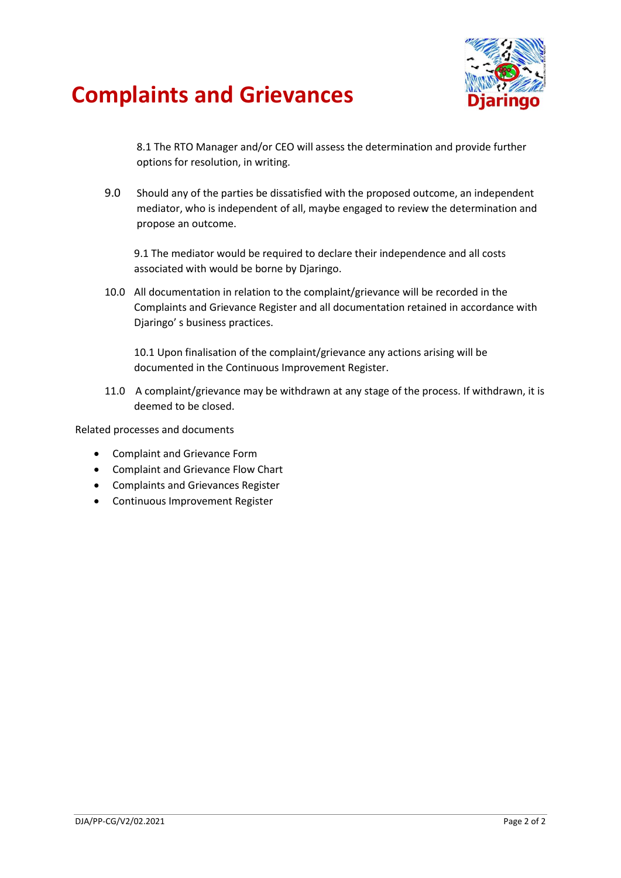# Complaints and Grievances

8.1 The RTO Manager and/or CEO will assess the determination and provide further options for resolution, in writing.

9.0 Should any of the parties be dissatisfied with the proposed outcome, an independent mediator, who is independent of all, maybe engaged to review the determination and propose an outcome.

9.1 The mediator would be required to declare their independence and all costs associated with would be borne by Djaringo.

10.0 All documentation in relation to the complaint/grievance will be recorded in the Complaints and Grievance Register and all documentation retained in accordance with Djaringo' s business practices.

10.1 Upon finalisation of the complaint/grievance any actions arising will be documented in the Continuous Improvement Register.

11.0 A complaint/grievance may be withdrawn at any stage of the process. If withdrawn, it is deemed to be closed.

Related processes and documents

- Complaint and Grievance Form
- Complaint and Grievance Flow Chart
- Complaints and Grievances Register
- Continuous Improvement Register